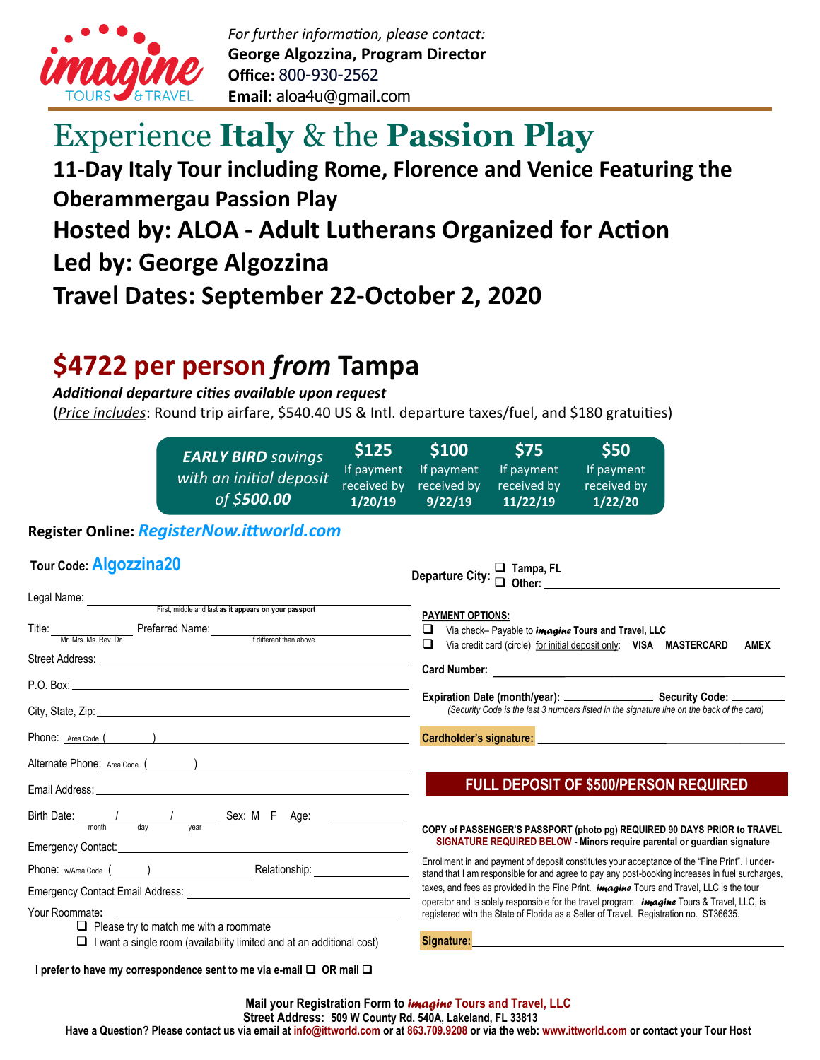imagine TOURS & TRAVEL

*For further information, please contact:*
**George Algozzina, Program Director**
**Office:** 800-930-2562
**Email:** aloa4u@gmail.com

# Experience **Italy** & the **Passion Play**

## 11-Day Italy Tour including Rome, Florence and Venice Featuring the Oberammergau Passion Play

## Hosted by: ALOA - Adult Lutherans Organized for Action

## Led by: George Algozzina

## Travel Dates: September 22-October 2, 2020

# $4722 per person *from* Tampa

***Additional departure cities available upon request***

(*Price includes*: Round trip airfare, $540.40 US & Intl. departure taxes/fuel, and $180 gratuities)

| ***EARLY BIRD** savings with an initial deposit of **$500.00*** | **$125** If payment received by **1/20/19** | **$100** If payment received by **9/22/19** | **$75** If payment received by **11/22/19** | **$50** If payment received by **1/22/20** |
|---|---|---|---|---|

**Register Online: *RegisterNow.ittworld.com***

**Tour Code: Algozzina20**

**Departure City:** ❑ **Tampa, FL** ❑ **Other:** ____________________

Legal Name: ______________________________ (First, middle and last **as it appears on your passport**)

Title: ________ (Mr. Mrs. Ms. Rev. Dr.) Preferred Name: ______________ (If different than above)

Street Address: ______________________________

P.O. Box: ______________________________

City, State, Zip: ______________________________

Phone: Area Code ( ) ______________________________

Alternate Phone: Area Code ( ) ______________________________

Email Address: ______________________________

Birth Date: ____/____/____ (month / day / year) Sex: M F Age: ________

Emergency Contact: ______________________________

Phone: w/Area Code ( ) ______________ Relationship: ______________

Emergency Contact Email Address: ______________________________

Your Roommate: ______________________________

❑ Please try to match me with a roommate

❑ I want a single room (availability limited and at an additional cost)

**I prefer to have my correspondence sent to me via e-mail ❑ OR mail ❑**

**PAYMENT OPTIONS:**

❑ Via check– Payable to ***imagine*** **Tours and Travel, LLC**

❑ Via credit card (circle) for initial deposit only: **VISA MASTERCARD AMEX**

**Card Number:** ______________________________

**Expiration Date (month/year):** ____________ **Security Code:** ________

*(Security Code is the last 3 numbers listed in the signature line on the back of the card)*

**Cardholder's signature:** ______________________________

**FULL DEPOSIT OF $500/PERSON REQUIRED**

**COPY of PASSENGER'S PASSPORT (photo pg) REQUIRED 90 DAYS PRIOR to TRAVEL**
**SIGNATURE REQUIRED BELOW - Minors require parental or guardian signature**

Enrollment in and payment of deposit constitutes your acceptance of the "Fine Print". I understand that I am responsible for and agree to pay any post-booking increases in fuel surcharges, taxes, and fees as provided in the Fine Print. ***imagine*** Tours and Travel, LLC is the tour operator and is solely responsible for the travel program. ***imagine*** Tours & Travel, LLC, is registered with the State of Florida as a Seller of Travel. Registration no. ST36635.

**Signature:** ______________________________

**Mail your Registration Form to *imagine* Tours and Travel, LLC**
**Street Address: 509 W County Rd. 540A, Lakeland, FL 33813**
**Have a Question? Please contact us via email at info@ittworld.com or at 863.709.9208 or via the web: www.ittworld.com or contact your Tour Host**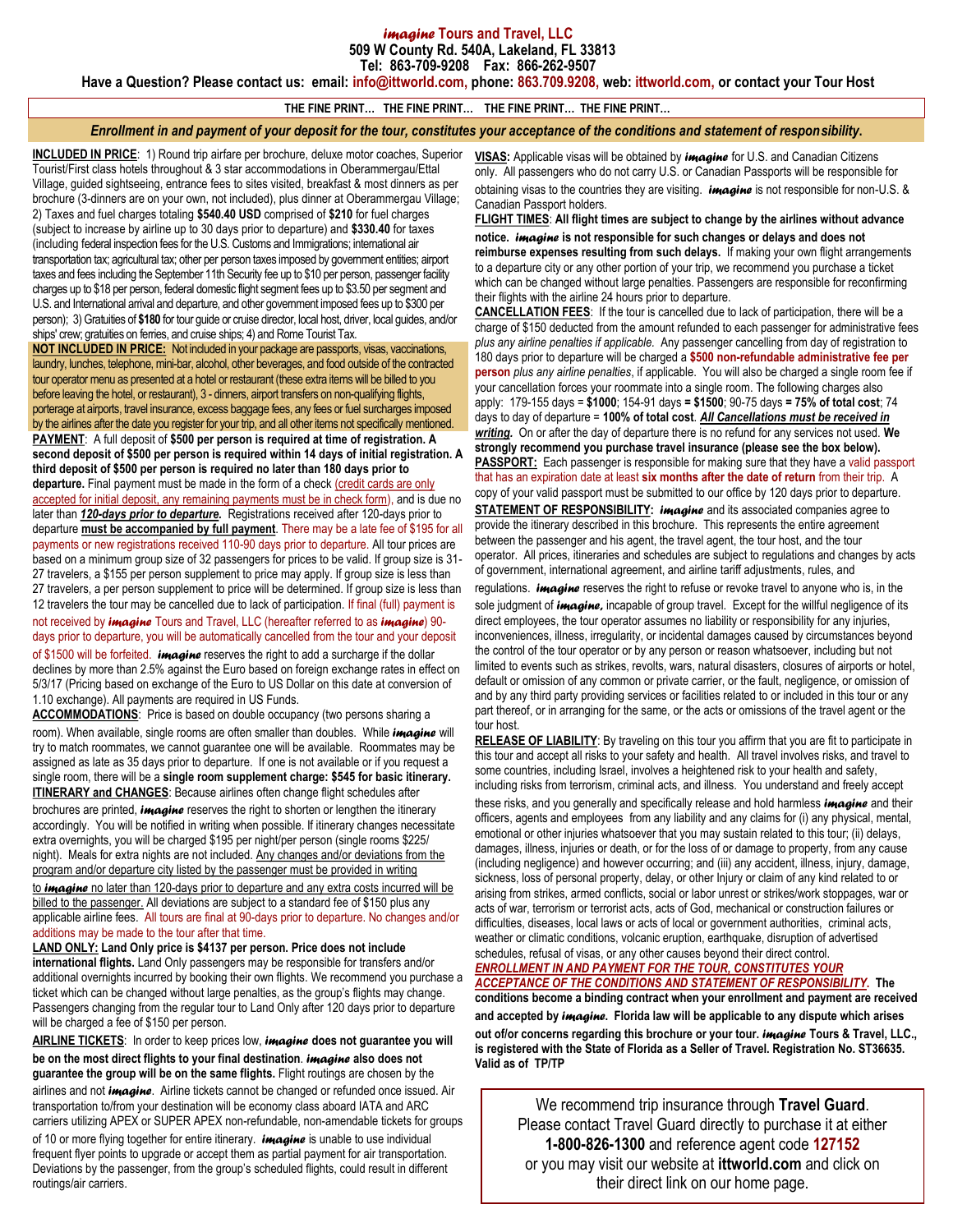**imagine Tours and Travel, LLC**
**509 W County Rd. 540A, Lakeland, FL 33813**
**Tel: 863-709-9208 Fax: 866-262-9507**

**Have a Question? Please contact us: email: info@ittworld.com, phone: 863.709.9208, web: ittworld.com, or contact your Tour Host**

**THE FINE PRINT… THE FINE PRINT… THE FINE PRINT… THE FINE PRINT…**

***Enrollment in and payment of your deposit for the tour, constitutes your acceptance of the conditions and statement of responsibility.***

**INCLUDED IN PRICE**: 1) Round trip airfare per brochure, deluxe motor coaches, Superior Tourist/First class hotels throughout & 3 star accommodations in Oberammergau/Ettal Village, guided sightseeing, entrance fees to sites visited, breakfast & most dinners as per brochure (3-dinners are on your own, not included), plus dinner at Oberammergau Village; 2) Taxes and fuel charges totaling **$540.40 USD** comprised of **$210** for fuel charges (subject to increase by airline up to 30 days prior to departure) and **$330.40** for taxes (including federal inspection fees for the U.S. Customs and Immigrations; international air transportation tax; agricultural tax; other per person taxes imposed by government entities; airport taxes and fees including the September 11th Security fee up to $10 per person, passenger facility charges up to $18 per person, federal domestic flight segment fees up to $3.50 per segment and U.S. and International arrival and departure, and other government imposed fees up to $300 per person); 3) Gratuities of **$180** for tour guide or cruise director, local host, driver, local guides, and/or ships' crew; gratuities on ferries, and cruise ships; 4) and Rome Tourist Tax.

**NOT INCLUDED IN PRICE:** Not included in your package are passports, visas, vaccinations, laundry, lunches, telephone, mini-bar, alcohol, other beverages, and food outside of the contracted tour operator menu as presented at a hotel or restaurant (these extra items will be billed to you before leaving the hotel, or restaurant), 3 - dinners, airport transfers on non-qualifying flights, porterage at airports, travel insurance, excess baggage fees, any fees or fuel surcharges imposed by the airlines after the date you register for your trip, and all other items not specifically mentioned.

**PAYMENT**: A full deposit of **$500 per person is required at time of registration. A second deposit of $500 per person is required within 14 days of initial registration. A third deposit of $500 per person is required no later than 180 days prior to departure.** Final payment must be made in the form of a check (credit cards are only accepted for initial deposit, any remaining payments must be in check form), and is due no later than ***120-days prior to departure.*** Registrations received after 120-days prior to departure **must be accompanied by full payment**. There may be a late fee of $195 for all payments or new registrations received 110-90 days prior to departure. All tour prices are based on a minimum group size of 32 passengers for prices to be valid. If group size is 31-27 travelers, a $155 per person supplement to price may apply. If group size is less than 27 travelers, a per person supplement to price will be determined. If group size is less than 12 travelers the tour may be cancelled due to lack of participation. If final (full) payment is not received by imagine Tours and Travel, LLC (hereafter referred to as imagine) 90-days prior to departure, you will be automatically cancelled from the tour and your deposit of $1500 will be forfeited. imagine reserves the right to add a surcharge if the dollar declines by more than 2.5% against the Euro based on foreign exchange rates in effect on 5/3/17 (Pricing based on exchange of the Euro to US Dollar on this date at conversion of 1.10 exchange). All payments are required in US Funds.

**ACCOMMODATIONS**: Price is based on double occupancy (two persons sharing a room). When available, single rooms are often smaller than doubles. While imagine will try to match roommates, we cannot guarantee one will be available. Roommates may be assigned as late as 35 days prior to departure. If one is not available or if you request a single room, there will be a **single room supplement charge: $545 for basic itinerary.**

**ITINERARY and CHANGES**: Because airlines often change flight schedules after brochures are printed, imagine reserves the right to shorten or lengthen the itinerary accordingly. You will be notified in writing when possible. If itinerary changes necessitate extra overnights, you will be charged $195 per night/per person (single rooms $225/ night). Meals for extra nights are not included. Any changes and/or deviations from the program and/or departure city listed by the passenger must be provided in writing to imagine no later than 120-days prior to departure and any extra costs incurred will be billed to the passenger. All deviations are subject to a standard fee of $150 plus any applicable airline fees. All tours are final at 90-days prior to departure. No changes and/or additions may be made to the tour after that time.

**LAND ONLY: Land Only price is $4137 per person. Price does not include international flights.** Land Only passengers may be responsible for transfers and/or additional overnights incurred by booking their own flights. We recommend you purchase a ticket which can be changed without large penalties, as the group's flights may change. Passengers changing from the regular tour to Land Only after 120 days prior to departure will be charged a fee of $150 per person.

**AIRLINE TICKETS**: In order to keep prices low, **imagine does not guarantee you will be on the most direct flights to your final destination**. **imagine also does not guarantee the group will be on the same flights.** Flight routings are chosen by the airlines and not imagine. Airline tickets cannot be changed or refunded once issued. Air transportation to/from your destination will be economy class aboard IATA and ARC carriers utilizing APEX or SUPER APEX non-refundable, non-amendable tickets for groups of 10 or more flying together for entire itinerary. imagine is unable to use individual frequent flyer points to upgrade or accept them as partial payment for air transportation. Deviations by the passenger, from the group's scheduled flights, could result in different routings/air carriers.

**VISAS:** Applicable visas will be obtained by imagine for U.S. and Canadian Citizens only. All passengers who do not carry U.S. or Canadian Passports will be responsible for obtaining visas to the countries they are visiting. imagine is not responsible for non-U.S. & Canadian Passport holders.

**FLIGHT TIMES**: **All flight times are subject to change by the airlines without advance notice. imagine is not responsible for such changes or delays and does not reimburse expenses resulting from such delays.** If making your own flight arrangements to a departure city or any other portion of your trip, we recommend you purchase a ticket which can be changed without large penalties. Passengers are responsible for reconfirming their flights with the airline 24 hours prior to departure.

**CANCELLATION FEES**: If the tour is cancelled due to lack of participation, there will be a charge of $150 deducted from the amount refunded to each passenger for administrative fees *plus any airline penalties if applicable.* Any passenger cancelling from day of registration to 180 days prior to departure will be charged a **$500 non-refundable administrative fee per person** *plus any airline penalties*, if applicable. You will also be charged a single room fee if your cancellation forces your roommate into a single room. The following charges also apply: 179-155 days = **$1000**; 154-91 days **= $1500**; 90-75 days **= 75% of total cost**; 74 days to day of departure = **100% of total cost**. ***All Cancellations must be received in writing.*** On or after the day of departure there is no refund for any services not used. **We strongly recommend you purchase travel insurance (please see the box below).**

**PASSPORT:** Each passenger is responsible for making sure that they have a valid passport that has an expiration date at least **six months after the date of return** from their trip. A copy of your valid passport must be submitted to our office by 120 days prior to departure.

**STATEMENT OF RESPONSIBILITY:** imagine and its associated companies agree to provide the itinerary described in this brochure. This represents the entire agreement between the passenger and his agent, the travel agent, the tour host, and the tour operator. All prices, itineraries and schedules are subject to regulations and changes by acts of government, international agreement, and airline tariff adjustments, rules, and regulations. imagine reserves the right to refuse or revoke travel to anyone who is, in the sole judgment of imagine, incapable of group travel. Except for the willful negligence of its direct employees, the tour operator assumes no liability or responsibility for any injuries, inconveniences, illness, irregularity, or incidental damages caused by circumstances beyond the control of the tour operator or by any person or reason whatsoever, including but not limited to events such as strikes, revolts, wars, natural disasters, closures of airports or hotel, default or omission of any common or private carrier, or the fault, negligence, or omission of and by any third party providing services or facilities related to or included in this tour or any part thereof, or in arranging for the same, or the acts or omissions of the travel agent or the tour host.

**RELEASE OF LIABILITY**: By traveling on this tour you affirm that you are fit to participate in this tour and accept all risks to your safety and health. All travel involves risks, and travel to some countries, including Israel, involves a heightened risk to your health and safety, including risks from terrorism, criminal acts, and illness. You understand and freely accept these risks, and you generally and specifically release and hold harmless imagine and their officers, agents and employees from any liability and any claims for (i) any physical, mental, emotional or other injuries whatsoever that you may sustain related to this tour; (ii) delays, damages, illness, injuries or death, or for the loss of or damage to property, from any cause (including negligence) and however occurring; and (iii) any accident, illness, injury, damage, sickness, loss of personal property, delay, or other Injury or claim of any kind related to or arising from strikes, armed conflicts, social or labor unrest or strikes/work stoppages, war or acts of war, terrorism or terrorist acts, acts of God, mechanical or construction failures or difficulties, diseases, local laws or acts of local or government authorities, criminal acts, weather or climatic conditions, volcanic eruption, earthquake, disruption of advertised schedules, refusal of visas, or any other causes beyond their direct control.

***ENROLLMENT IN AND PAYMENT FOR THE TOUR, CONSTITUTES YOUR ACCEPTANCE OF THE CONDITIONS AND STATEMENT OF RESPONSIBILITY.*** **The conditions become a binding contract when your enrollment and payment are received and accepted by imagine. Florida law will be applicable to any dispute which arises out of/or concerns regarding this brochure or your tour. imagine Tours & Travel, LLC., is registered with the State of Florida as a Seller of Travel. Registration No. ST36635. Valid as of TP/TP**

We recommend trip insurance through **Travel Guard**. Please contact Travel Guard directly to purchase it at either **1-800-826-1300** and reference agent code **127152** or you may visit our website at **ittworld.com** and click on their direct link on our home page.